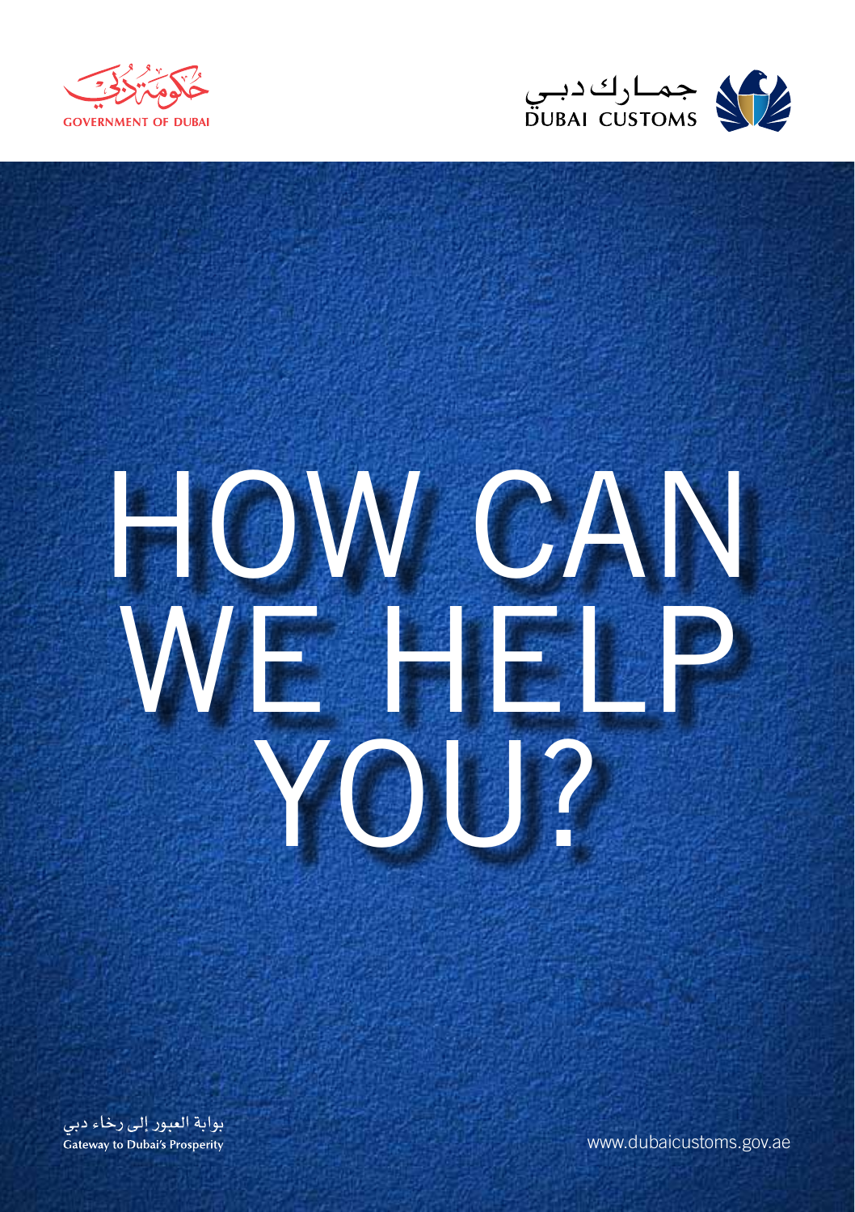حكومة دبي

GOVERNMENT OF DUBAI

جمارك دبي

DUBAI CUSTOMS

# HOW CAN WE HELP YOU?

بوابة العبور إلى رخاء دبي

Gateway to Dubai's Prosperity

www.dubaicustoms.gov.ae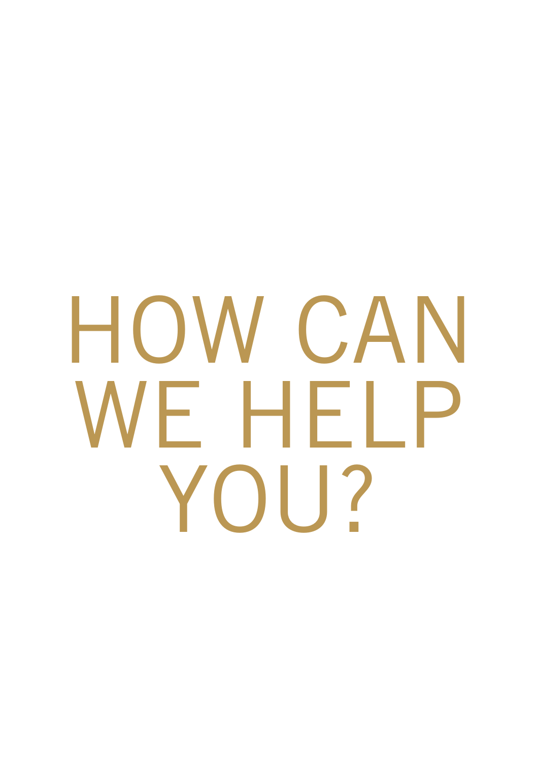# HOW CAN WE HELP YOU?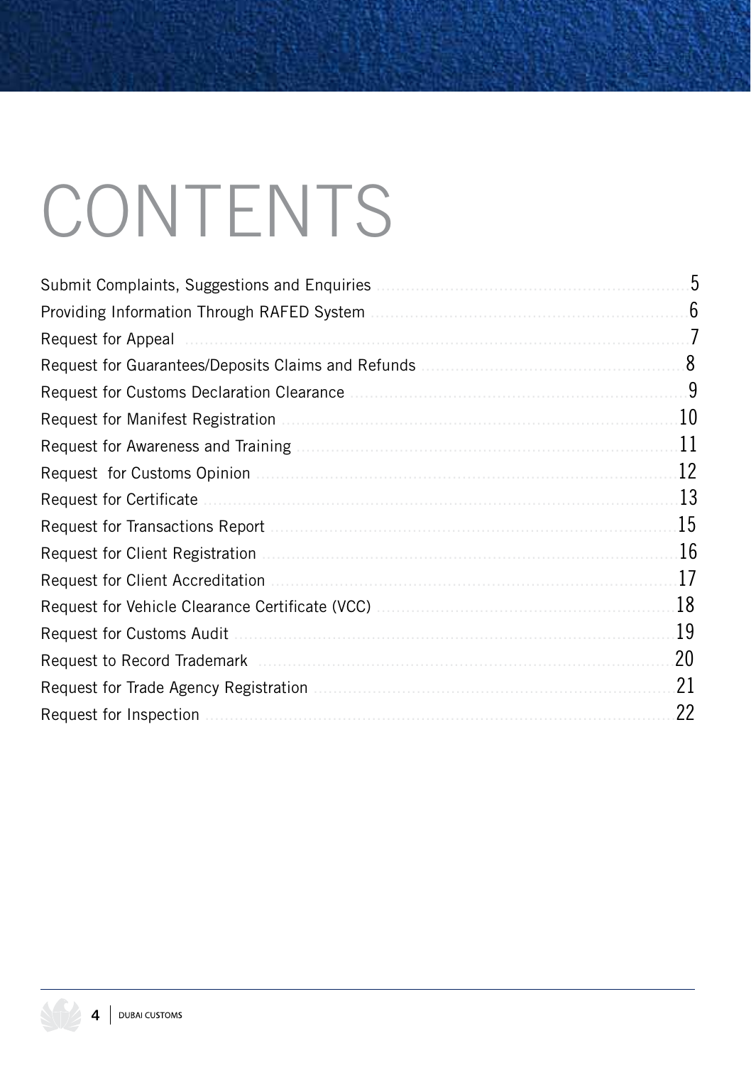# CONTENTS

| | |
|---|---|
| Submit Complaints, Suggestions and Enquiries | 5 |
| Providing Information Through RAFED System | 6 |
| Request for Appeal | 7 |
| Request for Guarantees/Deposits Claims and Refunds | 8 |
| Request for Customs Declaration Clearance | 9 |
| Request for Manifest Registration | 10 |
| Request for Awareness and Training | 11 |
| Request for Customs Opinion | 12 |
| Request for Certificate | 13 |
| Request for Transactions Report | 15 |
| Request for Client Registration | 16 |
| Request for Client Accreditation | 17 |
| Request for Vehicle Clearance Certificate (VCC) | 18 |
| Request for Customs Audit | 19 |
| Request to Record Trademark | 20 |
| Request for Trade Agency Registration | 21 |
| Request for Inspection | 22 |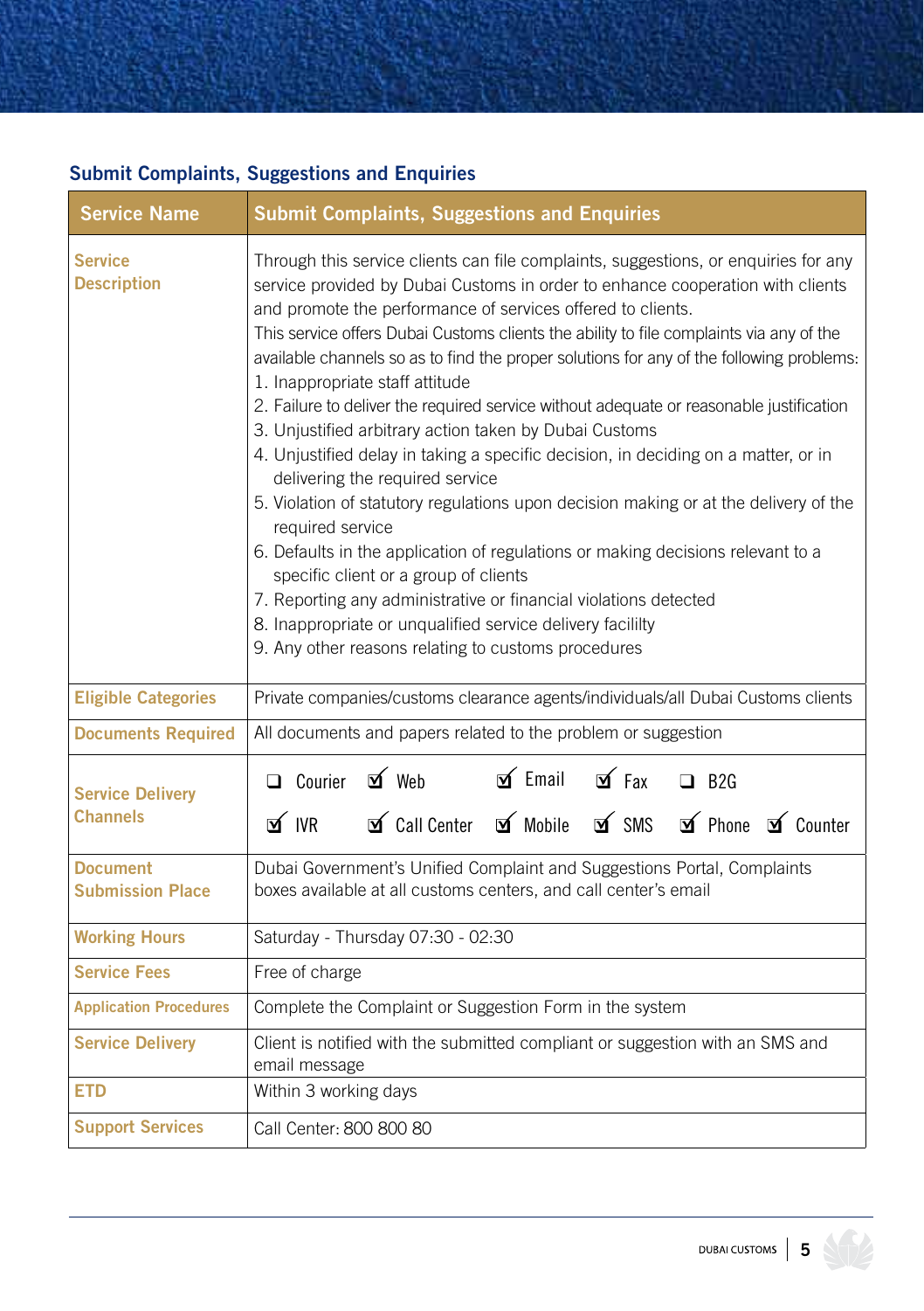## Submit Complaints, Suggestions and Enquiries

| Service Name | Submit Complaints, Suggestions and Enquiries |
|---|---|
| Service Description | Through this service clients can file complaints, suggestions, or enquiries for any service provided by Dubai Customs in order to enhance cooperation with clients and promote the performance of services offered to clients.<br>This service offers Dubai Customs clients the ability to file complaints via any of the available channels so as to find the proper solutions for any of the following problems:<br>1. Inappropriate staff attitude<br>2. Failure to deliver the required service without adequate or reasonable justification<br>3. Unjustified arbitrary action taken by Dubai Customs<br>4. Unjustified delay in taking a specific decision, in deciding on a matter, or in delivering the required service<br>5. Violation of statutory regulations upon decision making or at the delivery of the required service<br>6. Defaults in the application of regulations or making decisions relevant to a specific client or a group of clients<br>7. Reporting any administrative or financial violations detected<br>8. Inappropriate or unqualified service delivery facililty<br>9. Any other reasons relating to customs procedures |
| Eligible Categories | Private companies/customs clearance agents/individuals/all Dubai Customs clients |
| Documents Required | All documents and papers related to the problem or suggestion |
| Service Delivery Channels | ☐ Courier ☑ Web ☑ Email ☑ Fax ☐ B2G<br>☑ IVR ☑ Call Center ☑ Mobile ☑ SMS ☑ Phone ☑ Counter |
| Document Submission Place | Dubai Government's Unified Complaint and Suggestions Portal, Complaints boxes available at all customs centers, and call center's email |
| Working Hours | Saturday - Thursday 07:30 - 02:30 |
| Service Fees | Free of charge |
| Application Procedures | Complete the Complaint or Suggestion Form in the system |
| Service Delivery | Client is notified with the submitted compliant or suggestion with an SMS and email message |
| ETD | Within 3 working days |
| Support Services | Call Center: 800 800 80 |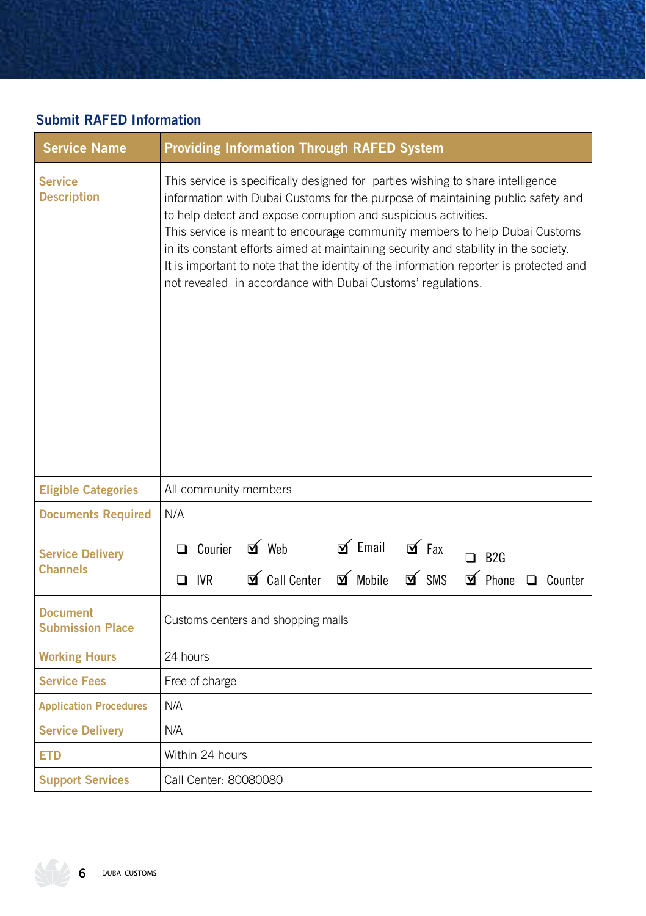## Submit RAFED Information

| Service Name | Providing Information Through RAFED System |
|---|---|
| Service Description | This service is specifically designed for parties wishing to share intelligence information with Dubai Customs for the purpose of maintaining public safety and to help detect and expose corruption and suspicious activities.<br>This service is meant to encourage community members to help Dubai Customs in its constant efforts aimed at maintaining security and stability in the society.<br>It is important to note that the identity of the information reporter is protected and not revealed in accordance with Dubai Customs' regulations. |
| Eligible Categories | All community members |
| Documents Required | N/A |
| Service Delivery Channels | ❑ Courier ☑ Web ☑ Email ☑ Fax ❑ B2G ❑ IVR ☑ Call Center ☑ Mobile ☑ SMS ☑ Phone ❑ Counter |
| Document Submission Place | Customs centers and shopping malls |
| Working Hours | 24 hours |
| Service Fees | Free of charge |
| Application Procedures | N/A |
| Service Delivery | N/A |
| ETD | Within 24 hours |
| Support Services | Call Center: 80080080 |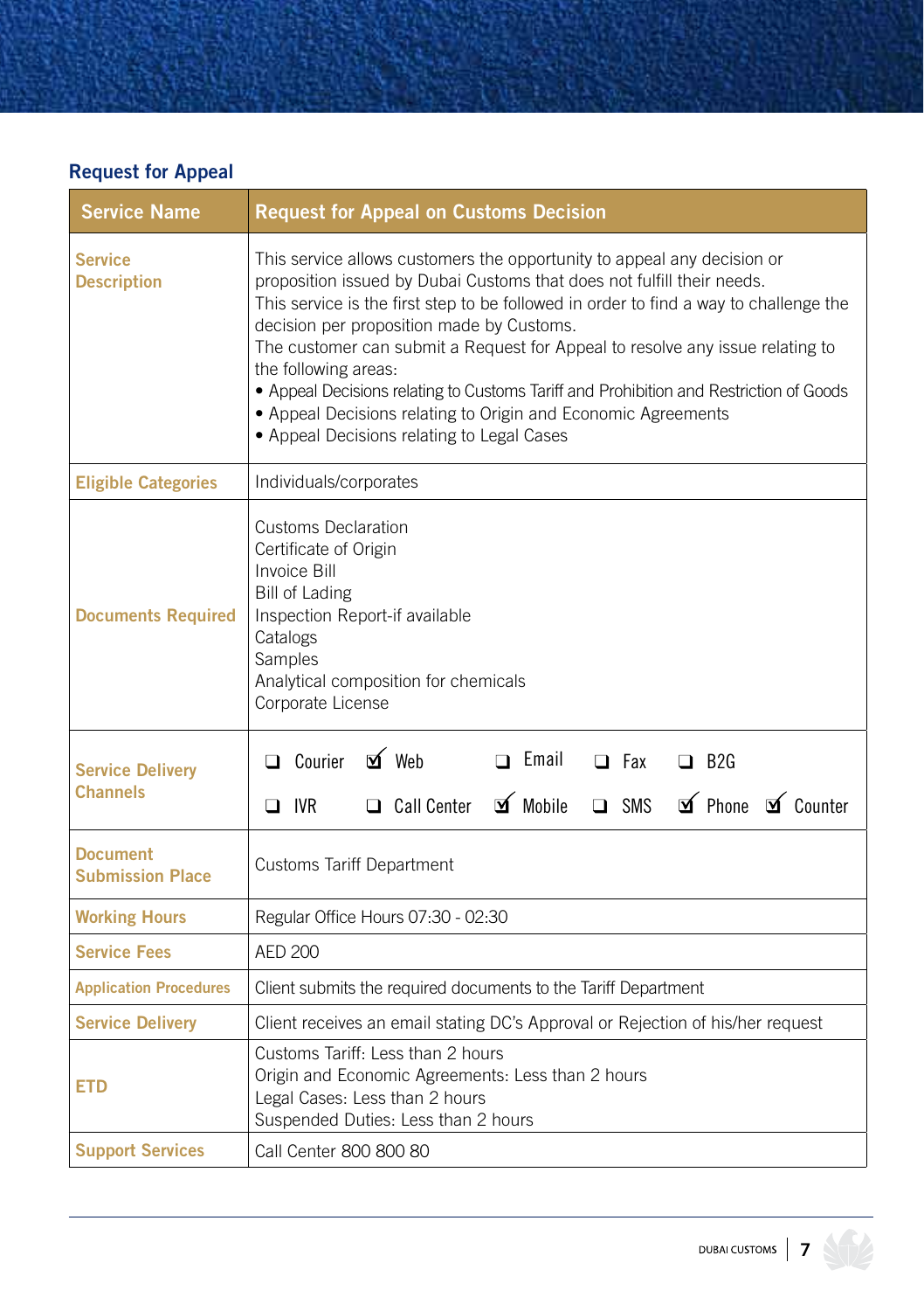## Request for Appeal

| Service Name | Request for Appeal on Customs Decision |
|---|---|
| Service Description | This service allows customers the opportunity to appeal any decision or proposition issued by Dubai Customs that does not fulfill their needs.<br>This service is the first step to be followed in order to find a way to challenge the decision per proposition made by Customs.<br>The customer can submit a Request for Appeal to resolve any issue relating to the following areas:<br>• Appeal Decisions relating to Customs Tariff and Prohibition and Restriction of Goods<br>• Appeal Decisions relating to Origin and Economic Agreements<br>• Appeal Decisions relating to Legal Cases |
| Eligible Categories | Individuals/corporates |
| Documents Required | Customs Declaration<br>Certificate of Origin<br>Invoice Bill<br>Bill of Lading<br>Inspection Report-if available<br>Catalogs<br>Samples<br>Analytical composition for chemicals<br>Corporate License |
| Service Delivery Channels | ❑ Courier ☑ Web ❑ Email ❑ Fax ❑ B2G<br>❑ IVR ❑ Call Center ☑ Mobile ❑ SMS ☑ Phone ☑ Counter |
| Document Submission Place | Customs Tariff Department |
| Working Hours | Regular Office Hours 07:30 - 02:30 |
| Service Fees | AED 200 |
| Application Procedures | Client submits the required documents to the Tariff Department |
| Service Delivery | Client receives an email stating DC's Approval or Rejection of his/her request |
| ETD | Customs Tariff: Less than 2 hours<br>Origin and Economic Agreements: Less than 2 hours<br>Legal Cases: Less than 2 hours<br>Suspended Duties: Less than 2 hours |
| Support Services | Call Center 800 800 80 |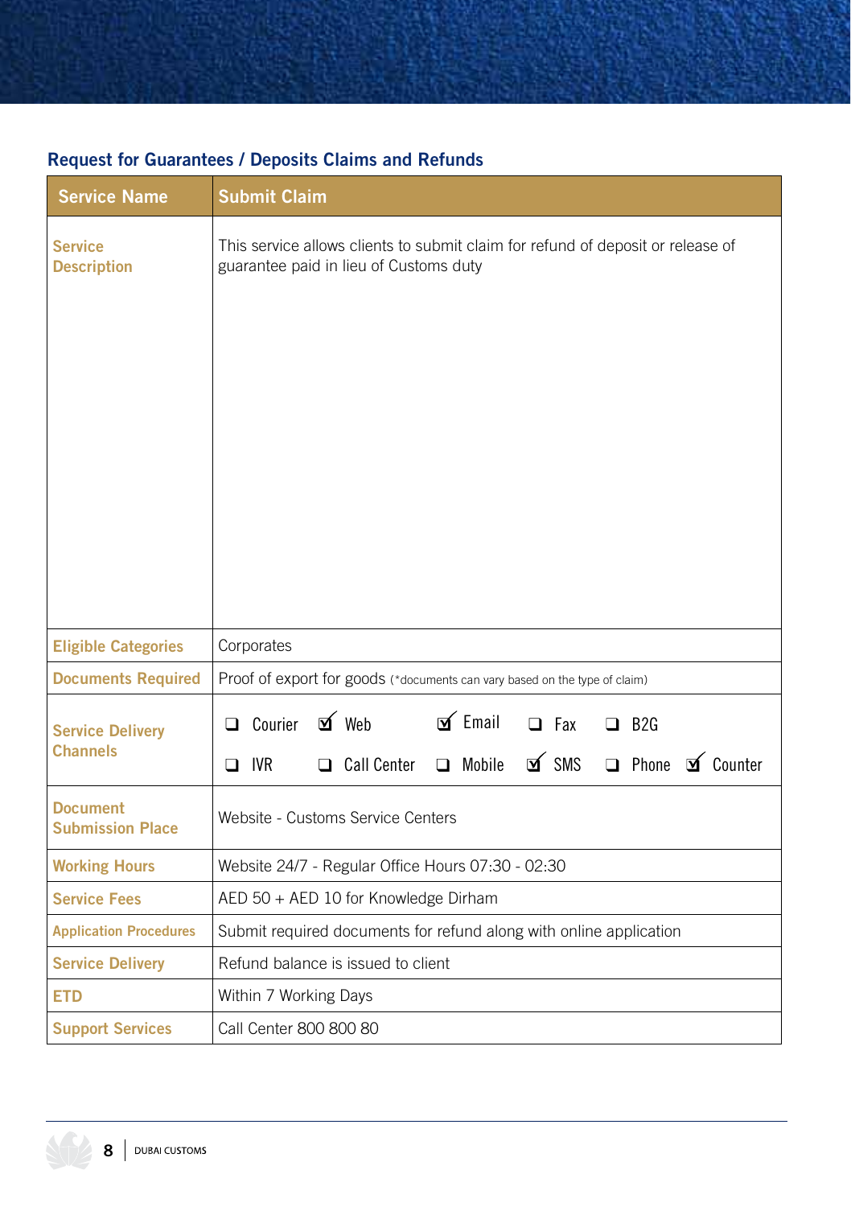## Request for Guarantees / Deposits Claims and Refunds

| Service Name | Submit Claim |
|---|---|
| Service Description | This service allows clients to submit claim for refund of deposit or release of guarantee paid in lieu of Customs duty |
| Eligible Categories | Corporates |
| Documents Required | Proof of export for goods (*documents can vary based on the type of claim) |
| Service Delivery Channels | ☐ Courier ☑ Web ☑ Email ☐ Fax ☐ B2G ☐ IVR ☐ Call Center ☐ Mobile ☑ SMS ☐ Phone ☑ Counter |
| Document Submission Place | Website - Customs Service Centers |
| Working Hours | Website 24/7 - Regular Office Hours 07:30 - 02:30 |
| Service Fees | AED 50 + AED 10 for Knowledge Dirham |
| Application Procedures | Submit required documents for refund along with online application |
| Service Delivery | Refund balance is issued to client |
| ETD | Within 7 Working Days |
| Support Services | Call Center 800 800 80 |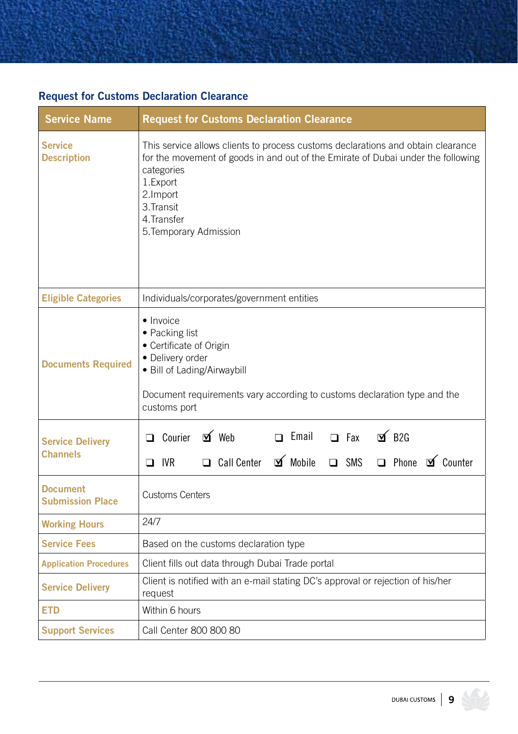## Request for Customs Declaration Clearance

| Service Name | Request for Customs Declaration Clearance |
| --- | --- |
| Service Description | This service allows clients to process customs declarations and obtain clearance for the movement of goods in and out of the Emirate of Dubai under the following categories<br>1.Export<br>2.Import<br>3.Transit<br>4.Transfer<br>5.Temporary Admission |
| Eligible Categories | Individuals/corporates/government entities |
| Documents Required | • Invoice<br>• Packing list<br>• Certificate of Origin<br>• Delivery order<br>• Bill of Lading/Airwaybill<br><br>Document requirements vary according to customs declaration type and the customs port |
| Service Delivery Channels | ☐ Courier ☑ Web ☐ Email ☐ Fax ☑ B2G<br>☐ IVR ☐ Call Center ☑ Mobile ☐ SMS ☐ Phone ☑ Counter |
| Document Submission Place | Customs Centers |
| Working Hours | 24/7 |
| Service Fees | Based on the customs declaration type |
| Application Procedures | Client fills out data through Dubai Trade portal |
| Service Delivery | Client is notified with an e-mail stating DC's approval or rejection of his/her request |
| ETD | Within 6 hours |
| Support Services | Call Center 800 800 80 |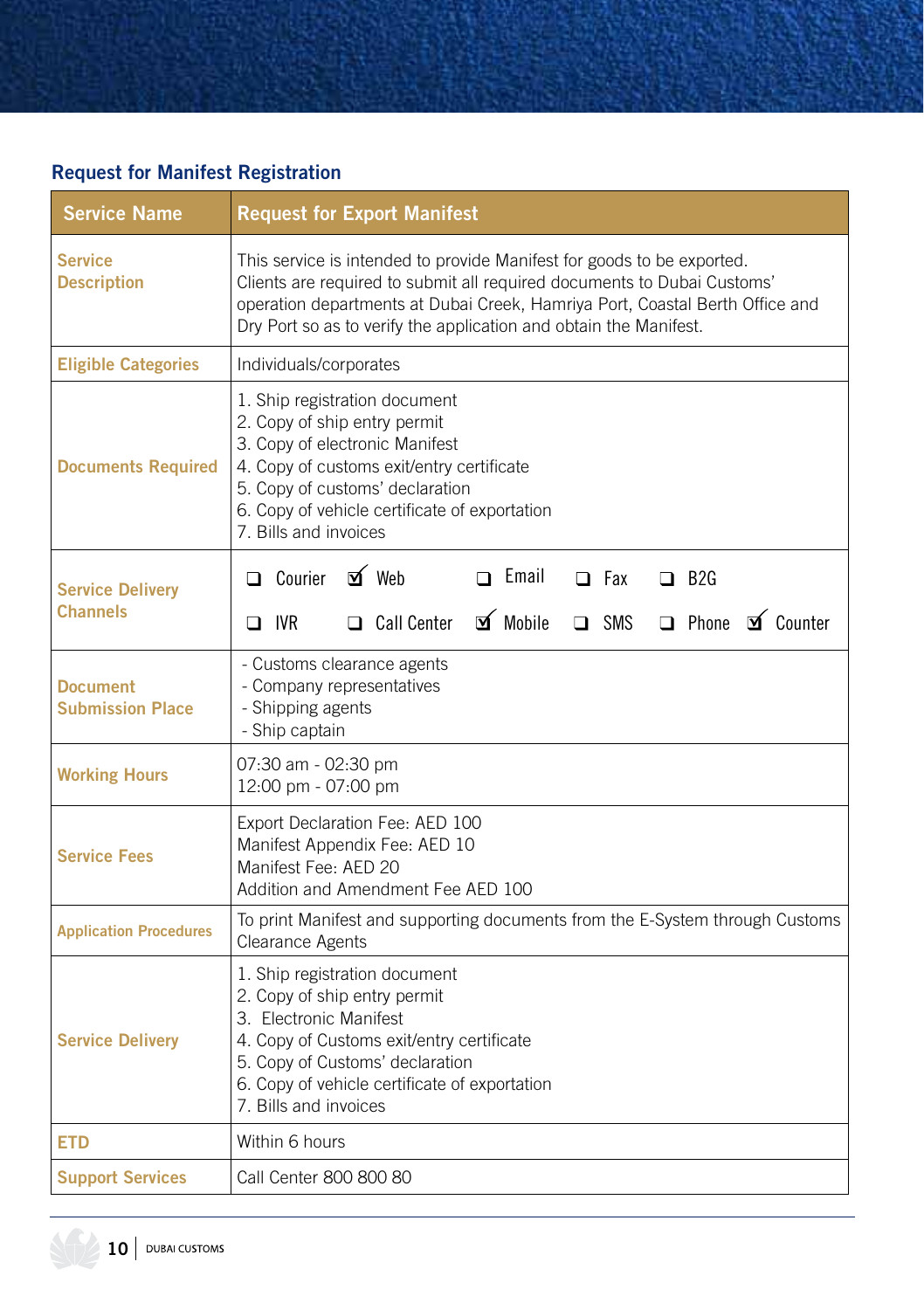## Request for Manifest Registration

| Service Name | Request for Export Manifest |
|---|---|
| Service Description | This service is intended to provide Manifest for goods to be exported. Clients are required to submit all required documents to Dubai Customs' operation departments at Dubai Creek, Hamriya Port, Coastal Berth Office and Dry Port so as to verify the application and obtain the Manifest. |
| Eligible Categories | Individuals/corporates |
| Documents Required | 1. Ship registration document<br>2. Copy of ship entry permit<br>3. Copy of electronic Manifest<br>4. Copy of customs exit/entry certificate<br>5. Copy of customs' declaration<br>6. Copy of vehicle certificate of exportation<br>7. Bills and invoices |
| Service Delivery Channels | ☐ Courier ☑ Web ☐ Email ☐ Fax ☐ B2G<br>☐ IVR ☐ Call Center ☑ Mobile ☐ SMS ☐ Phone ☑ Counter |
| Document Submission Place | - Customs clearance agents<br>- Company representatives<br>- Shipping agents<br>- Ship captain |
| Working Hours | 07:30 am - 02:30 pm<br>12:00 pm - 07:00 pm |
| Service Fees | Export Declaration Fee: AED 100<br>Manifest Appendix Fee: AED 10<br>Manifest Fee: AED 20<br>Addition and Amendment Fee AED 100 |
| Application Procedures | To print Manifest and supporting documents from the E-System through Customs Clearance Agents |
| Service Delivery | 1. Ship registration document<br>2. Copy of ship entry permit<br>3. Electronic Manifest<br>4. Copy of Customs exit/entry certificate<br>5. Copy of Customs' declaration<br>6. Copy of vehicle certificate of exportation<br>7. Bills and invoices |
| ETD | Within 6 hours |
| Support Services | Call Center 800 800 80 |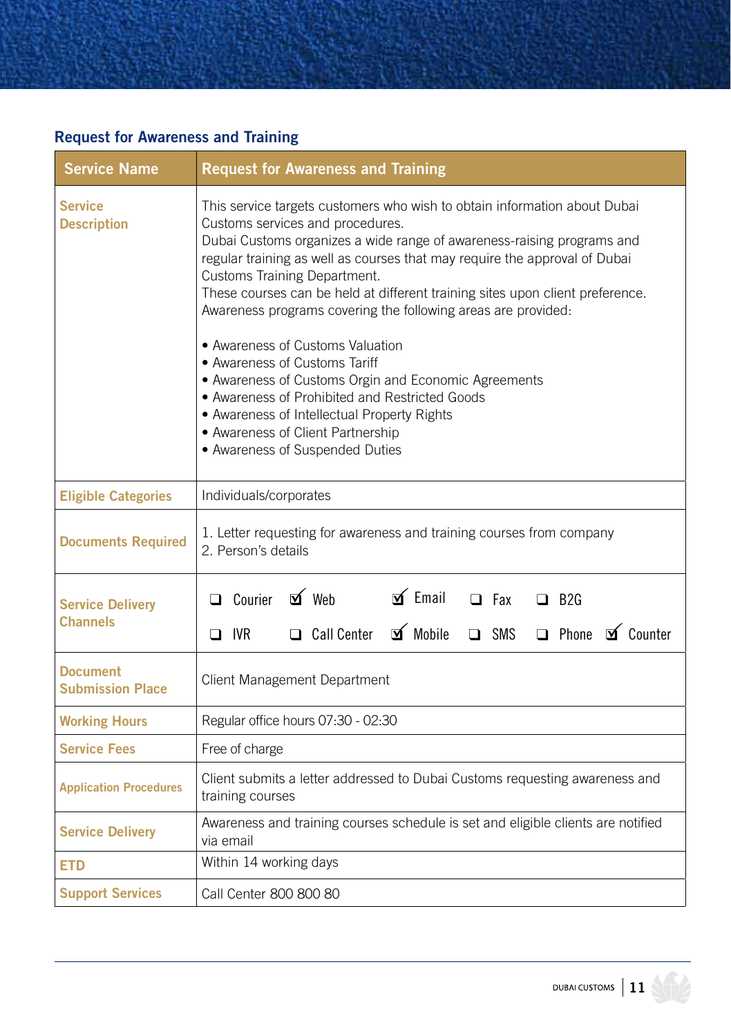## Request for Awareness and Training

| Service Name | Request for Awareness and Training |
|---|---|
| Service Description | This service targets customers who wish to obtain information about Dubai Customs services and procedures.<br>Dubai Customs organizes a wide range of awareness-raising programs and regular training as well as courses that may require the approval of Dubai Customs Training Department.<br>These courses can be held at different training sites upon client preference.<br>Awareness programs covering the following areas are provided:<br><br>• Awareness of Customs Valuation<br>• Awareness of Customs Tariff<br>• Awareness of Customs Orgin and Economic Agreements<br>• Awareness of Prohibited and Restricted Goods<br>• Awareness of Intellectual Property Rights<br>• Awareness of Client Partnership<br>• Awareness of Suspended Duties |
| Eligible Categories | Individuals/corporates |
| Documents Required | 1. Letter requesting for awareness and training courses from company<br>2. Person's details |
| Service Delivery Channels | ☐ Courier ☑ Web ☑ Email ☐ Fax ☐ B2G<br>☐ IVR ☐ Call Center ☑ Mobile ☐ SMS ☐ Phone ☑ Counter |
| Document Submission Place | Client Management Department |
| Working Hours | Regular office hours 07:30 - 02:30 |
| Service Fees | Free of charge |
| Application Procedures | Client submits a letter addressed to Dubai Customs requesting awareness and training courses |
| Service Delivery | Awareness and training courses schedule is set and eligible clients are notified via email |
| ETD | Within 14 working days |
| Support Services | Call Center 800 800 80 |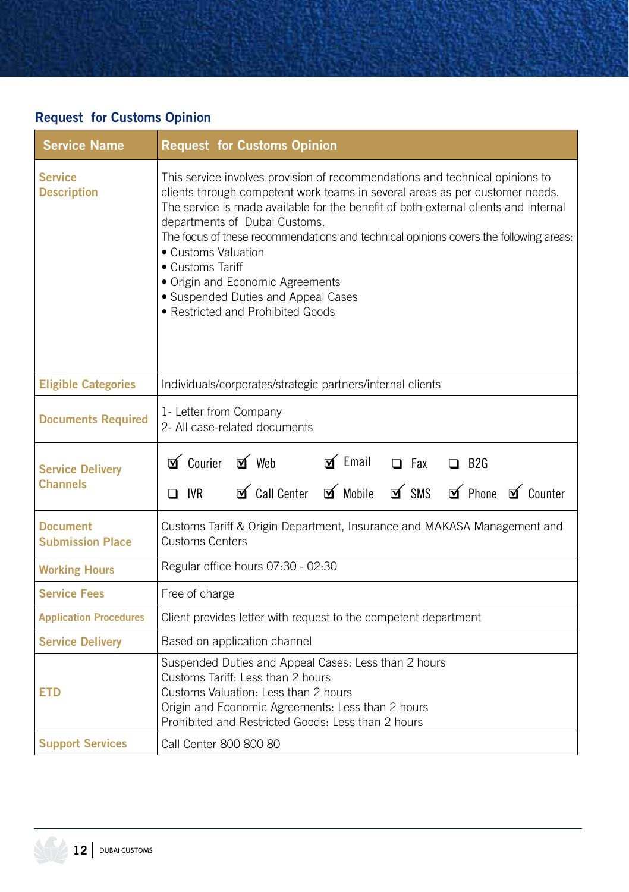## Request for Customs Opinion

| Service Name | Request for Customs Opinion |
|---|---|
| Service Description | This service involves provision of recommendations and technical opinions to clients through competent work teams in several areas as per customer needs. The service is made available for the benefit of both external clients and internal departments of Dubai Customs.<br>The focus of these recommendations and technical opinions covers the following areas:<br>• Customs Valuation<br>• Customs Tariff<br>• Origin and Economic Agreements<br>• Suspended Duties and Appeal Cases<br>• Restricted and Prohibited Goods |
| Eligible Categories | Individuals/corporates/strategic partners/internal clients |
| Documents Required | 1- Letter from Company<br>2- All case-related documents |
| Service Delivery Channels | ☑ Courier ☑ Web ☑ Email ☐ Fax ☐ B2G<br>☐ IVR ☑ Call Center ☑ Mobile ☑ SMS ☑ Phone ☑ Counter |
| Document Submission Place | Customs Tariff & Origin Department, Insurance and MAKASA Management and Customs Centers |
| Working Hours | Regular office hours 07:30 - 02:30 |
| Service Fees | Free of charge |
| Application Procedures | Client provides letter with request to the competent department |
| Service Delivery | Based on application channel |
| ETD | Suspended Duties and Appeal Cases: Less than 2 hours<br>Customs Tariff: Less than 2 hours<br>Customs Valuation: Less than 2 hours<br>Origin and Economic Agreements: Less than 2 hours<br>Prohibited and Restricted Goods: Less than 2 hours |
| Support Services | Call Center 800 800 80 |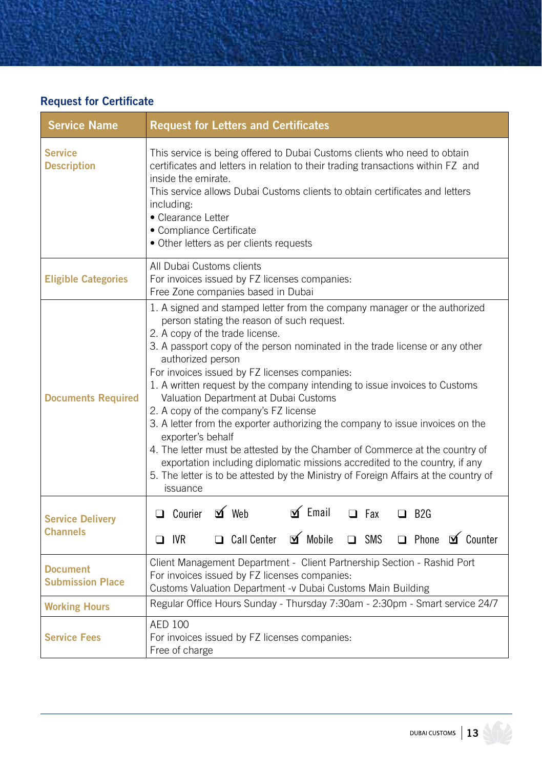## Request for Certificate

| Service Name | Request for Letters and Certificates |
|---|---|
| Service Description | This service is being offered to Dubai Customs clients who need to obtain certificates and letters in relation to their trading transactions within FZ and inside the emirate.<br>This service allows Dubai Customs clients to obtain certificates and letters including:<br>• Clearance Letter<br>• Compliance Certificate<br>• Other letters as per clients requests |
| Eligible Categories | All Dubai Customs clients<br>For invoices issued by FZ licenses companies:<br>Free Zone companies based in Dubai |
| Documents Required | 1. A signed and stamped letter from the company manager or the authorized person stating the reason of such request.<br>2. A copy of the trade license.<br>3. A passport copy of the person nominated in the trade license or any other authorized person<br>For invoices issued by FZ licenses companies:<br>1. A written request by the company intending to issue invoices to Customs Valuation Department at Dubai Customs<br>2. A copy of the company's FZ license<br>3. A letter from the exporter authorizing the company to issue invoices on the exporter's behalf<br>4. The letter must be attested by the Chamber of Commerce at the country of exportation including diplomatic missions accredited to the country, if any<br>5. The letter is to be attested by the Ministry of Foreign Affairs at the country of issuance |
| Service Delivery Channels | ☐ Courier ☑ Web ☑ Email ☐ Fax ☐ B2G<br>☐ IVR ☐ Call Center ☑ Mobile ☐ SMS ☐ Phone ☑ Counter |
| Document Submission Place | Client Management Department - Client Partnership Section - Rashid Port<br>For invoices issued by FZ licenses companies:<br>Customs Valuation Department -v Dubai Customs Main Building |
| Working Hours | Regular Office Hours Sunday - Thursday 7:30am - 2:30pm - Smart service 24/7 |
| Service Fees | AED 100<br>For invoices issued by FZ licenses companies:<br>Free of charge |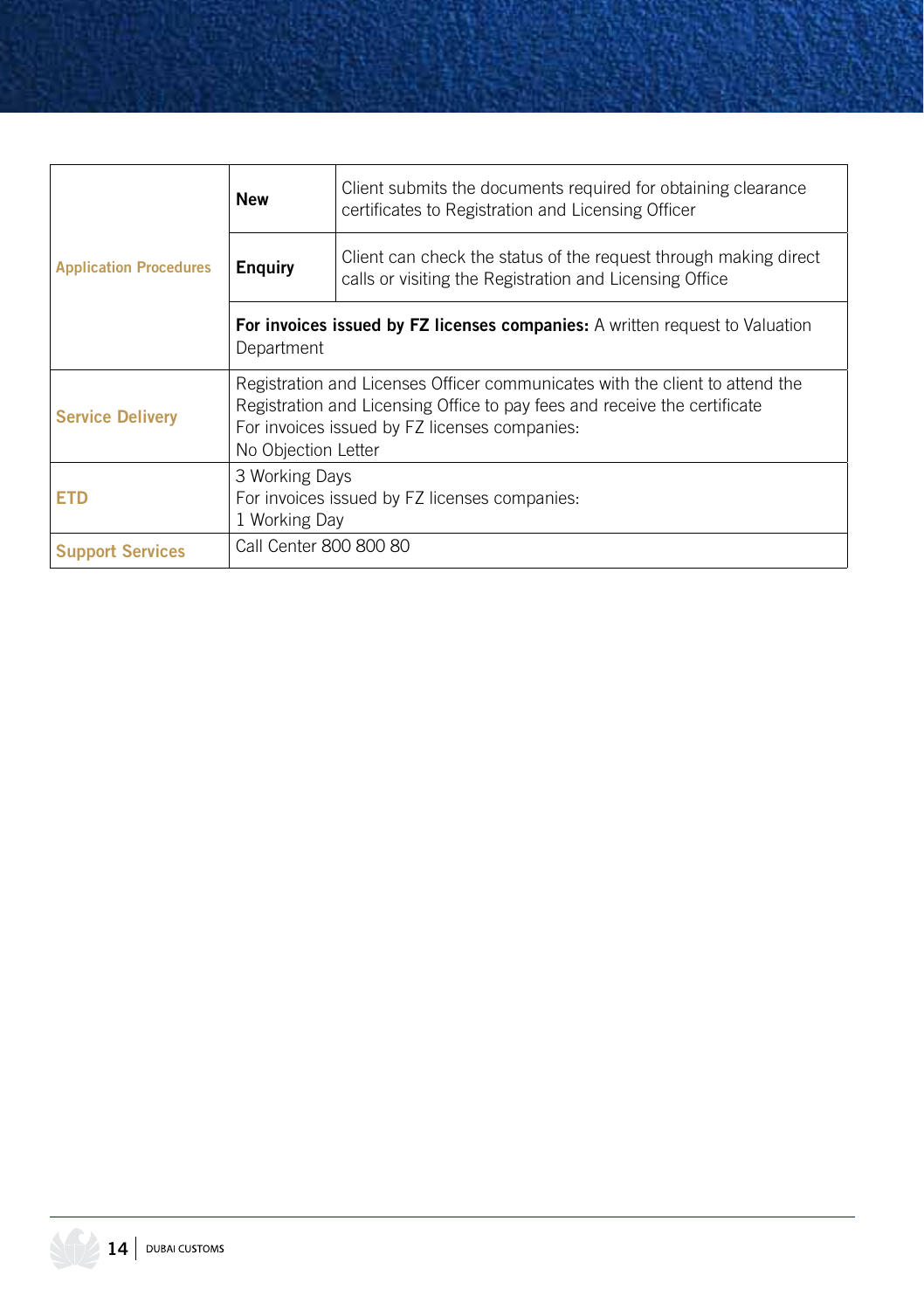| | | |
|---|---|---|
| **Application Procedures** | **New** | Client submits the documents required for obtaining clearance certificates to Registration and Licensing Officer |
| | **Enquiry** | Client can check the status of the request through making direct calls or visiting the Registration and Licensing Office |
| | **For invoices issued by FZ licenses companies:** A written request to Valuation Department | |
| **Service Delivery** | Registration and Licenses Officer communicates with the client to attend the Registration and Licensing Office to pay fees and receive the certificate<br>For invoices issued by FZ licenses companies:<br>No Objection Letter | |
| **ETD** | 3 Working Days<br>For invoices issued by FZ licenses companies:<br>1 Working Day | |
| **Support Services** | Call Center 800 800 80 | |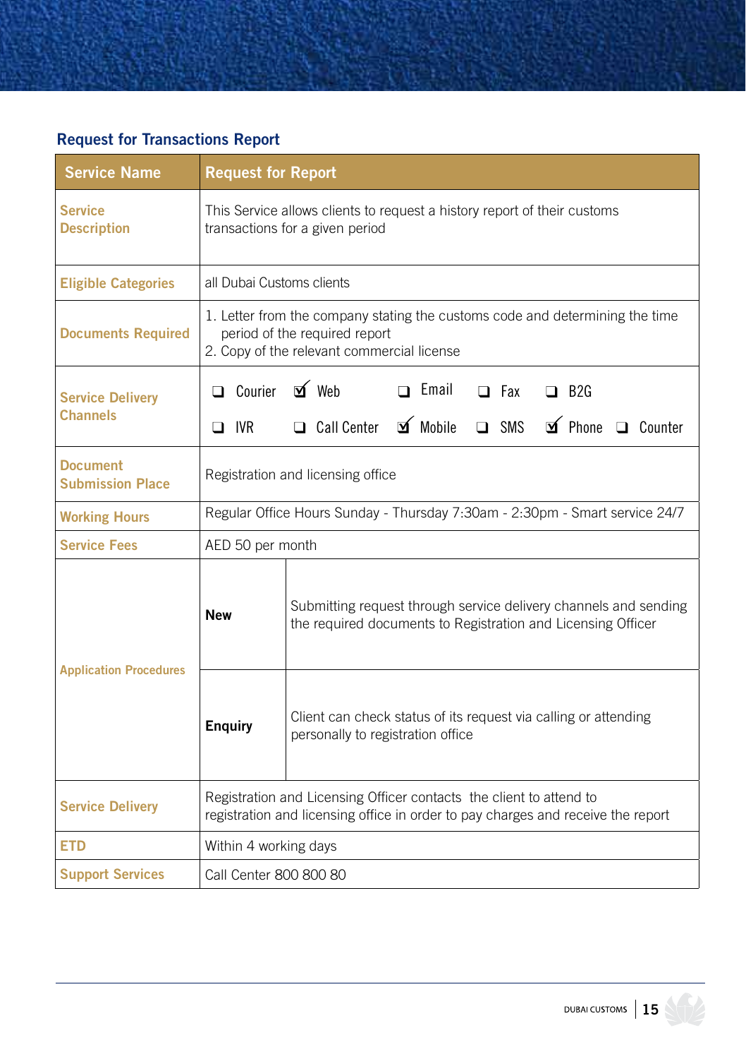## Request for Transactions Report

| Service Name | Request for Report | |
|---|---|---|
| Service Description | This Service allows clients to request a history report of their customs transactions for a given period | |
| Eligible Categories | all Dubai Customs clients | |
| Documents Required | 1. Letter from the company stating the customs code and determining the time period of the required report<br>2. Copy of the relevant commercial license | |
| Service Delivery Channels | ❑ Courier ☑ Web ❑ Email ❑ Fax ❑ B2G<br>❑ IVR ❑ Call Center ☑ Mobile ❑ SMS ☑ Phone ❑ Counter | |
| Document Submission Place | Registration and licensing office | |
| Working Hours | Regular Office Hours Sunday - Thursday 7:30am - 2:30pm - Smart service 24/7 | |
| Service Fees | AED 50 per month | |
| Application Procedures | **New** | Submitting request through service delivery channels and sending the required documents to Registration and Licensing Officer |
| | **Enquiry** | Client can check status of its request via calling or attending personally to registration office |
| Service Delivery | Registration and Licensing Officer contacts the client to attend to registration and licensing office in order to pay charges and receive the report | |
| ETD | Within 4 working days | |
| Support Services | Call Center 800 800 80 | |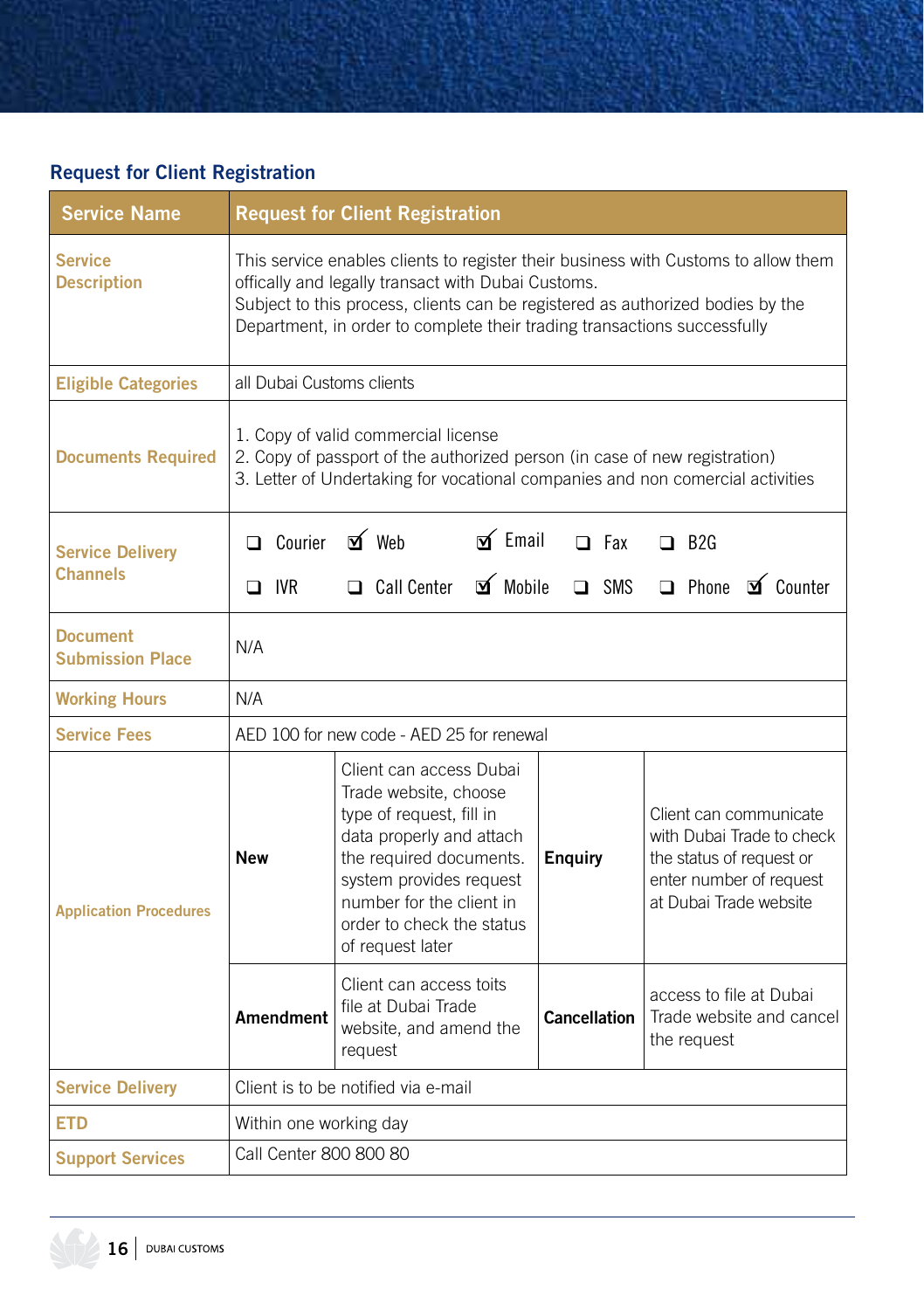## Request for Client Registration

| Service Name | Request for Client Registration | | | |
|---|---|---|---|---|
| Service Description | This service enables clients to register their business with Customs to allow them offically and legally transact with Dubai Customs.<br>Subject to this process, clients can be registered as authorized bodies by the Department, in order to complete their trading transactions successfully | | | |
| Eligible Categories | all Dubai Customs clients | | | |
| Documents Required | 1. Copy of valid commercial license<br>2. Copy of passport of the authorized person (in case of new registration)<br>3. Letter of Undertaking for vocational companies and non comercial activities | | | |
| Service Delivery Channels | ❑ Courier ☑ Web ☑ Email ❑ Fax ❑ B2G<br>❑ IVR ❑ Call Center ☑ Mobile ❑ SMS ❑ Phone ☑ Counter | | | |
| Document Submission Place | N/A | | | |
| Working Hours | N/A | | | |
| Service Fees | AED 100 for new code - AED 25 for renewal | | | |
| Application Procedures | **New** | Client can access Dubai Trade website, choose type of request, fill in data properly and attach the required documents. system provides request number for the client in order to check the status of request later | **Enquiry** | Client can communicate with Dubai Trade to check the status of request or enter number of request at Dubai Trade website |
| | **Amendment** | Client can access toits file at Dubai Trade website, and amend the request | **Cancellation** | access to file at Dubai Trade website and cancel the request |
| Service Delivery | Client is to be notified via e-mail | | | |
| ETD | Within one working day | | | |
| Support Services | Call Center 800 800 80 | | | |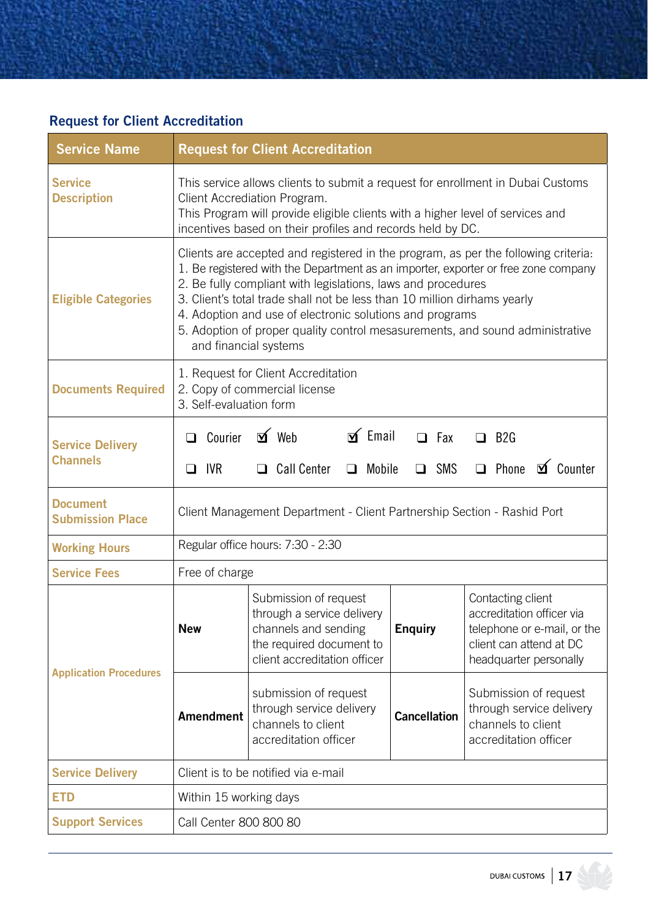## Request for Client Accreditation

| Service Name | Request for Client Accreditation | | | |
|---|---|---|---|---|
| Service Description | This service allows clients to submit a request for enrollment in Dubai Customs Client Accrediation Program.<br>This Program will provide eligible clients with a higher level of services and incentives based on their profiles and records held by DC. | | | |
| Eligible Categories | Clients are accepted and registered in the program, as per the following criteria:<br>1. Be registered with the Department as an importer, exporter or free zone company<br>2. Be fully compliant with legislations, laws and procedures<br>3. Client's total trade shall not be less than 10 million dirhams yearly<br>4. Adoption and use of electronic solutions and programs<br>5. Adoption of proper quality control mesasurements, and sound administrative and financial systems | | | |
| Documents Required | 1. Request for Client Accreditation<br>2. Copy of commercial license<br>3. Self-evaluation form | | | |
| Service Delivery Channels | ☐ Courier ☑ Web ☑ Email ☐ Fax ☐ B2G<br>☐ IVR ☐ Call Center ☐ Mobile ☐ SMS ☐ Phone ☑ Counter | | | |
| Document Submission Place | Client Management Department - Client Partnership Section - Rashid Port | | | |
| Working Hours | Regular office hours: 7:30 - 2:30 | | | |
| Service Fees | Free of charge | | | |
| Application Procedures | **New** | Submission of request through a service delivery channels and sending the required document to client accreditation officer | **Enquiry** | Contacting client accreditation officer via telephone or e-mail, or the client can attend at DC headquarter personally |
| | **Amendment** | submission of request through service delivery channels to client accreditation officer | **Cancellation** | Submission of request through service delivery channels to client accreditation officer |
| Service Delivery | Client is to be notified via e-mail | | | |
| ETD | Within 15 working days | | | |
| Support Services | Call Center 800 800 80 | | | |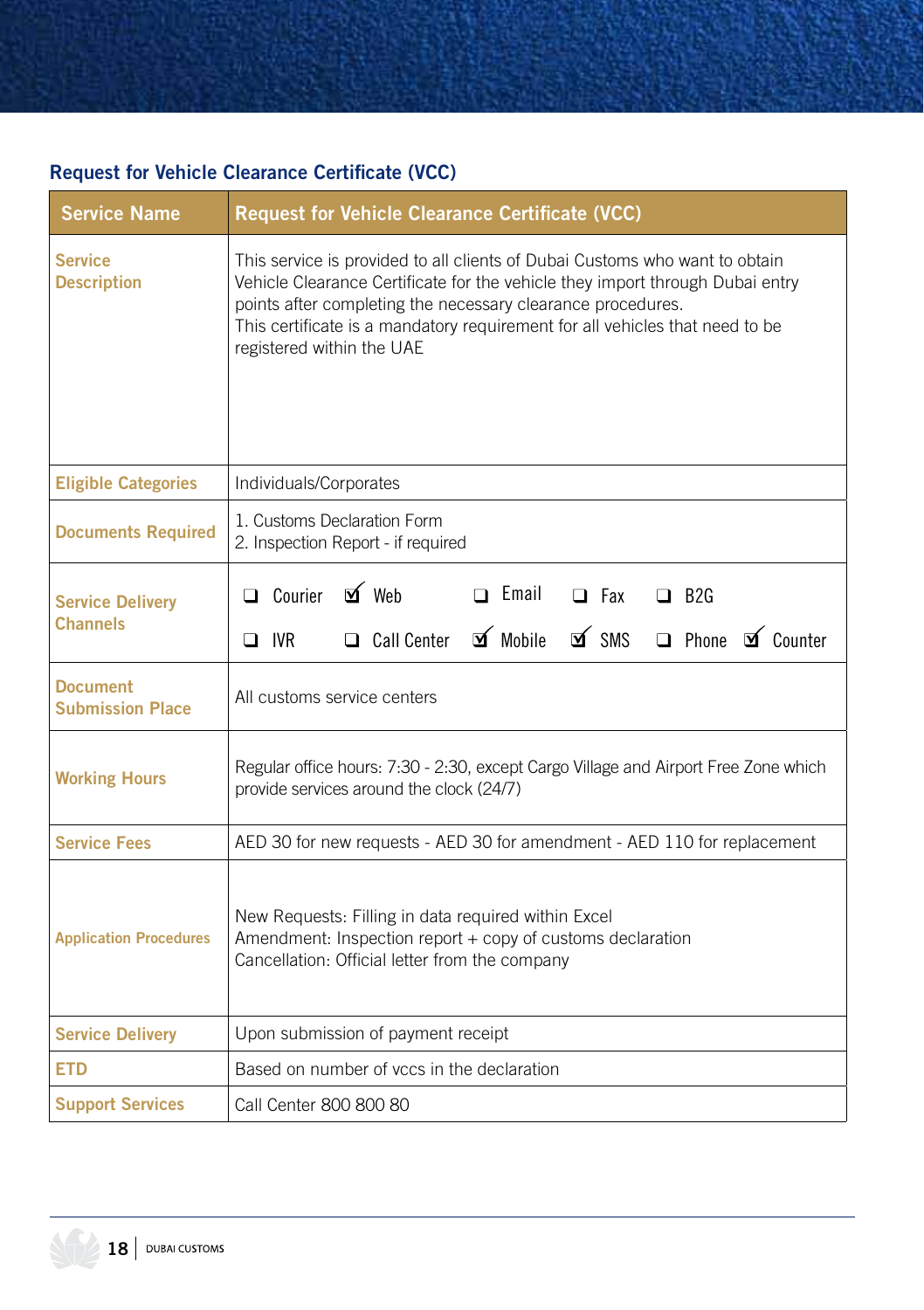## Request for Vehicle Clearance Certificate (VCC)

| Service Name | Request for Vehicle Clearance Certificate (VCC) |
|---|---|
| Service Description | This service is provided to all clients of Dubai Customs who want to obtain Vehicle Clearance Certificate for the vehicle they import through Dubai entry points after completing the necessary clearance procedures.<br>This certificate is a mandatory requirement for all vehicles that need to be registered within the UAE |
| Eligible Categories | Individuals/Corporates |
| Documents Required | 1. Customs Declaration Form<br>2. Inspection Report - if required |
| Service Delivery Channels | ☐ Courier ☑ Web ☐ Email ☐ Fax ☐ B2G<br>☐ IVR ☐ Call Center ☑ Mobile ☑ SMS ☐ Phone ☑ Counter |
| Document Submission Place | All customs service centers |
| Working Hours | Regular office hours: 7:30 - 2:30, except Cargo Village and Airport Free Zone which provide services around the clock (24/7) |
| Service Fees | AED 30 for new requests - AED 30 for amendment - AED 110 for replacement |
| Application Procedures | New Requests: Filling in data required within Excel<br>Amendment: Inspection report + copy of customs declaration<br>Cancellation: Official letter from the company |
| Service Delivery | Upon submission of payment receipt |
| ETD | Based on number of vccs in the declaration |
| Support Services | Call Center 800 800 80 |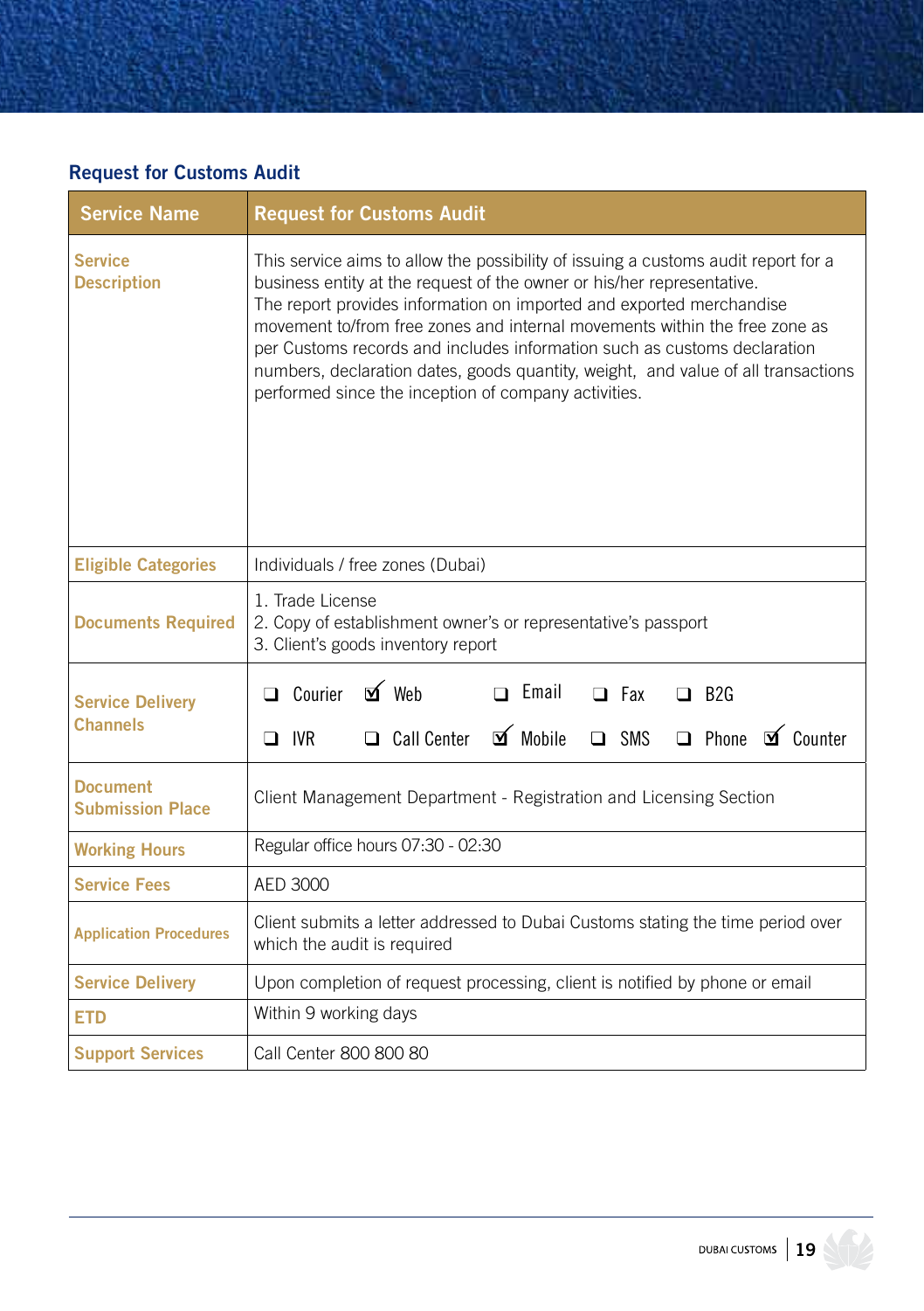## Request for Customs Audit

| Service Name | Request for Customs Audit |
|---|---|
| Service Description | This service aims to allow the possibility of issuing a customs audit report for a business entity at the request of the owner or his/her representative. The report provides information on imported and exported merchandise movement to/from free zones and internal movements within the free zone as per Customs records and includes information such as customs declaration numbers, declaration dates, goods quantity, weight, and value of all transactions performed since the inception of company activities. |
| Eligible Categories | Individuals / free zones (Dubai) |
| Documents Required | 1. Trade License<br>2. Copy of establishment owner's or representative's passport<br>3. Client's goods inventory report |
| Service Delivery Channels | ☐ Courier ☑ Web ☐ Email ☐ Fax ☐ B2G<br>☐ IVR ☐ Call Center ☑ Mobile ☐ SMS ☐ Phone ☑ Counter |
| Document Submission Place | Client Management Department - Registration and Licensing Section |
| Working Hours | Regular office hours 07:30 - 02:30 |
| Service Fees | AED 3000 |
| Application Procedures | Client submits a letter addressed to Dubai Customs stating the time period over which the audit is required |
| Service Delivery | Upon completion of request processing, client is notified by phone or email |
| ETD | Within 9 working days |
| Support Services | Call Center 800 800 80 |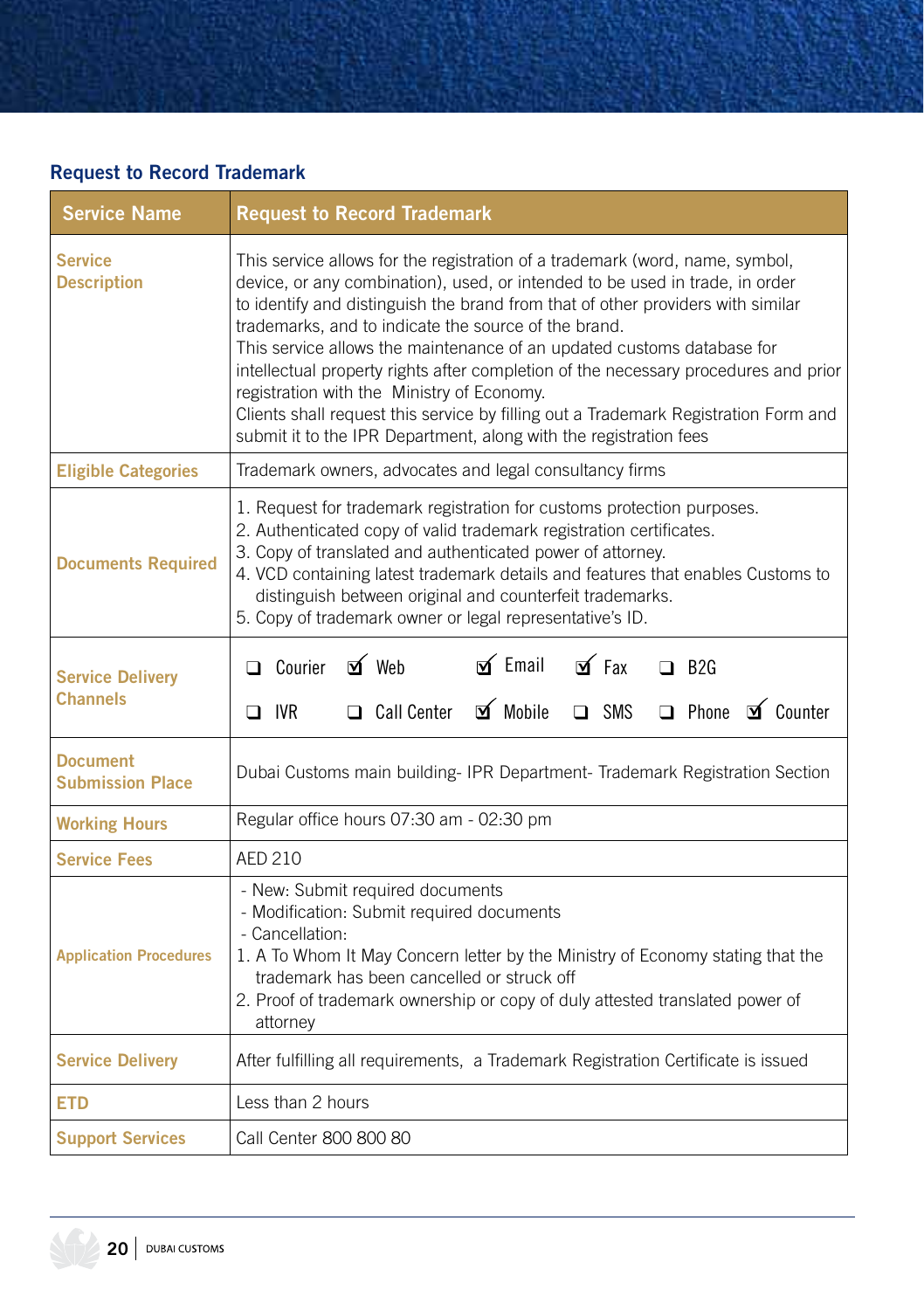## Request to Record Trademark

| Service Name | Request to Record Trademark |
|---|---|
| Service Description | This service allows for the registration of a trademark (word, name, symbol, device, or any combination), used, or intended to be used in trade, in order to identify and distinguish the brand from that of other providers with similar trademarks, and to indicate the source of the brand.<br>This service allows the maintenance of an updated customs database for intellectual property rights after completion of the necessary procedures and prior registration with the Ministry of Economy.<br>Clients shall request this service by filling out a Trademark Registration Form and submit it to the IPR Department, along with the registration fees |
| Eligible Categories | Trademark owners, advocates and legal consultancy firms |
| Documents Required | 1. Request for trademark registration for customs protection purposes.<br>2. Authenticated copy of valid trademark registration certificates.<br>3. Copy of translated and authenticated power of attorney.<br>4. VCD containing latest trademark details and features that enables Customs to distinguish between original and counterfeit trademarks.<br>5. Copy of trademark owner or legal representative's ID. |
| Service Delivery Channels | ☐ Courier ☑ Web ☑ Email ☑ Fax ☐ B2G<br>☐ IVR ☐ Call Center ☑ Mobile ☐ SMS ☐ Phone ☑ Counter |
| Document Submission Place | Dubai Customs main building- IPR Department- Trademark Registration Section |
| Working Hours | Regular office hours 07:30 am - 02:30 pm |
| Service Fees | AED 210 |
| Application Procedures | - New: Submit required documents<br>- Modification: Submit required documents<br>- Cancellation:<br>1. A To Whom It May Concern letter by the Ministry of Economy stating that the trademark has been cancelled or struck off<br>2. Proof of trademark ownership or copy of duly attested translated power of attorney |
| Service Delivery | After fulfilling all requirements, a Trademark Registration Certificate is issued |
| ETD | Less than 2 hours |
| Support Services | Call Center 800 800 80 |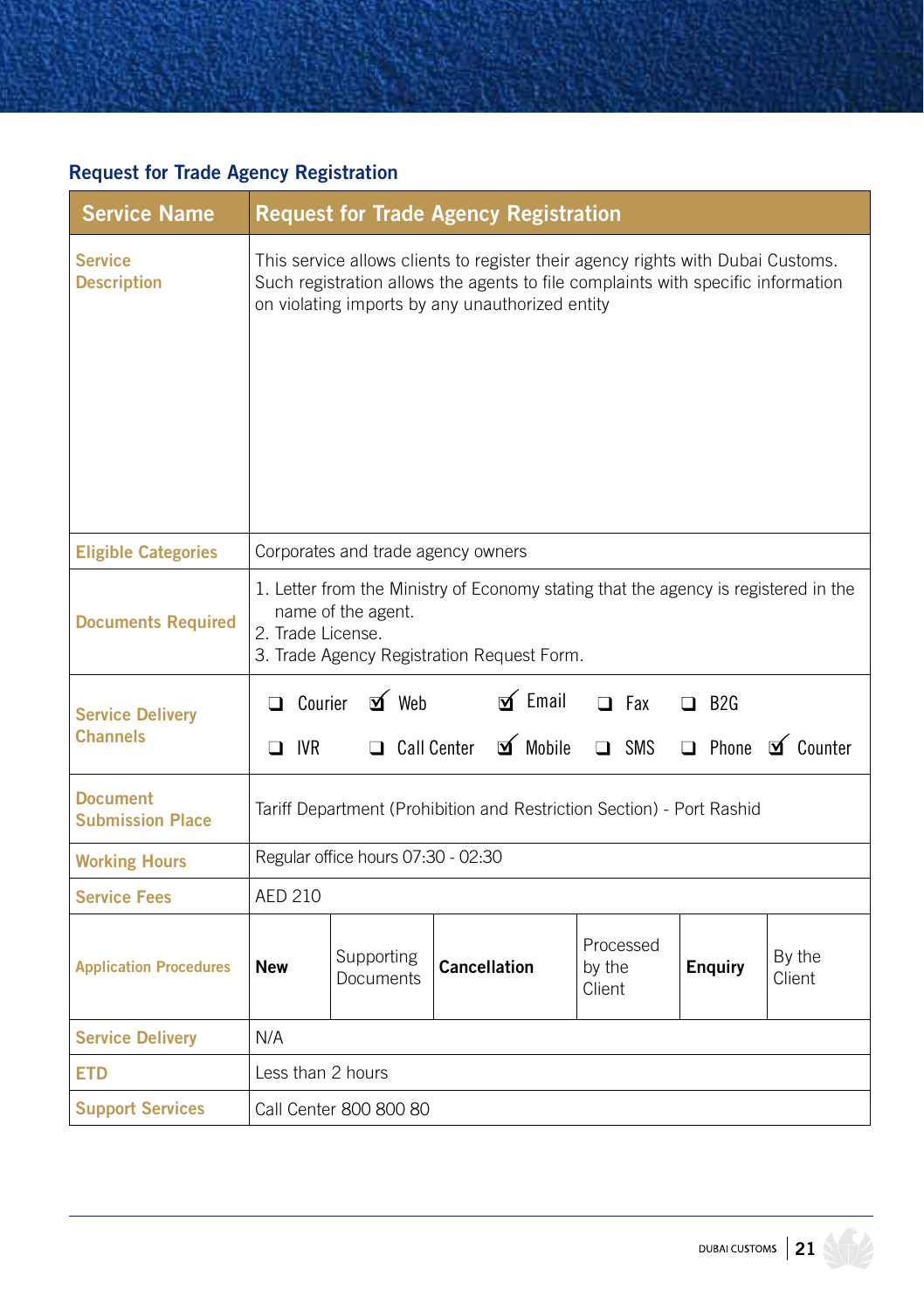## Request for Trade Agency Registration

| Service Name | Request for Trade Agency Registration | | | | | |
|---|---|---|---|---|---|---|
| Service Description | This service allows clients to register their agency rights with Dubai Customs. Such registration allows the agents to file complaints with specific information on violating imports by any unauthorized entity | | | | | |
| Eligible Categories | Corporates and trade agency owners | | | | | |
| Documents Required | 1. Letter from the Ministry of Economy stating that the agency is registered in the name of the agent.<br>2. Trade License.<br>3. Trade Agency Registration Request Form. | | | | | |
| Service Delivery Channels | ❑ Courier ☑ Web ☑ Email ❑ Fax ❑ B2G<br>❑ IVR ❑ Call Center ☑ Mobile ❑ SMS ❑ Phone ☑ Counter | | | | | |
| Document Submission Place | Tariff Department (Prohibition and Restriction Section) - Port Rashid | | | | | |
| Working Hours | Regular office hours 07:30 - 02:30 | | | | | |
| Service Fees | AED 210 | | | | | |
| Application Procedures | **New** | Supporting Documents | **Cancellation** | Processed by the Client | **Enquiry** | By the Client |
| Service Delivery | N/A | | | | | |
| ETD | Less than 2 hours | | | | | |
| Support Services | Call Center 800 800 80 | | | | | |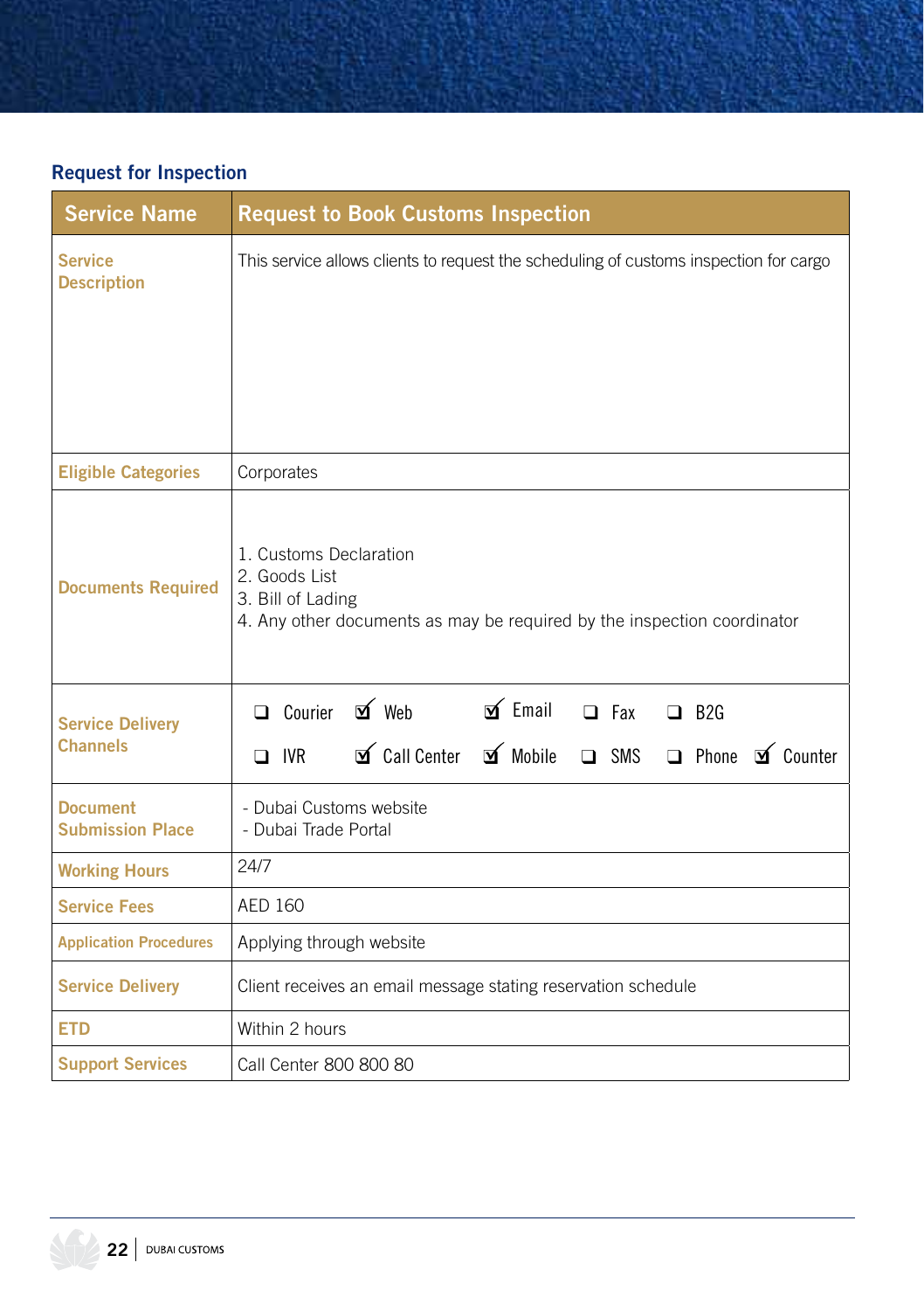## Request for Inspection

| Service Name | Request to Book Customs Inspection |
|---|---|
| Service Description | This service allows clients to request the scheduling of customs inspection for cargo |
| Eligible Categories | Corporates |
| Documents Required | 1. Customs Declaration<br>2. Goods List<br>3. Bill of Lading<br>4. Any other documents as may be required by the inspection coordinator |
| Service Delivery Channels | ❑ Courier ☑ Web ☑ Email ❑ Fax ❑ B2G<br>❑ IVR ☑ Call Center ☑ Mobile ❑ SMS ❑ Phone ☑ Counter |
| Document Submission Place | - Dubai Customs website<br>- Dubai Trade Portal |
| Working Hours | 24/7 |
| Service Fees | AED 160 |
| Application Procedures | Applying through website |
| Service Delivery | Client receives an email message stating reservation schedule |
| ETD | Within 2 hours |
| Support Services | Call Center 800 800 80 |